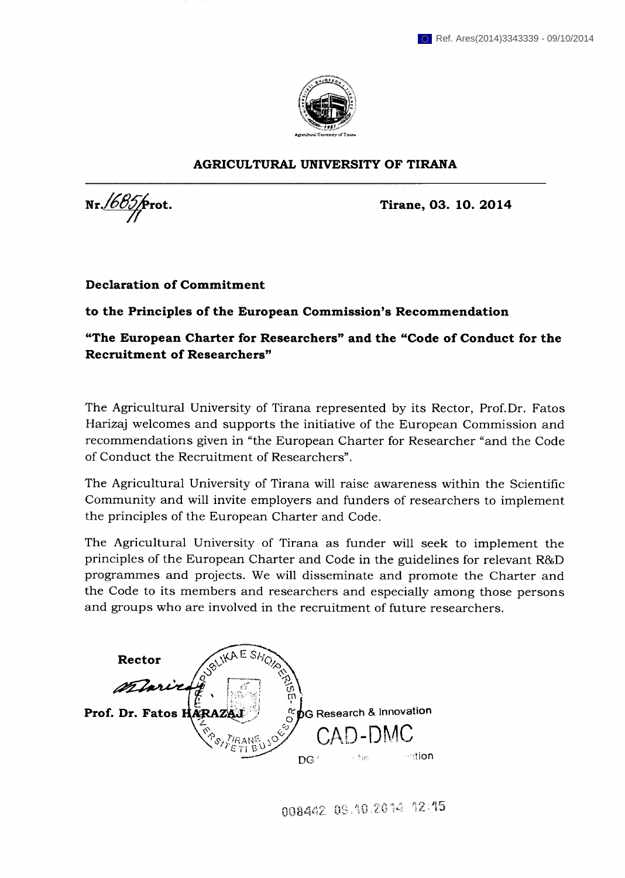Ref. Ares(2014)3343339 - 09/10/2014

Agricultural University of Tirana

**AGRICULTURAL UNIVERSITY OF TIRANA**

**Nr.1685/1 Prot.** **Tirane, 03. 10. 2014**

**Declaration of Commitment**

**to the Principles of the European Commission's Recommendation**

**"The European Charter for Researchers" and the "Code of Conduct for the Recruitment of Researchers"**

The Agricultural University of Tirana represented by its Rector, Prof.Dr. Fatos Harizaj welcomes and supports the initiative of the European Commission and recommendations given in "the European Charter for Researcher "and the Code of Conduct the Recruitment of Researchers".

The Agricultural University of Tirana will raise awareness within the Scientific Community and will invite employers and funders of researchers to implement the principles of the European Charter and Code.

The Agricultural University of Tirana as funder will seek to implement the principles of the European Charter and Code in the guidelines for relevant R&D programmes and projects. We will disseminate and promote the Charter and the Code to its members and researchers and especially among those persons and groups who are involved in the recruitment of future researchers.

**Rector**

**Prof. Dr. Fatos HARAZAJ**

DG Research & Innovation

CAD-DMC

008442 09.10.2014 12:15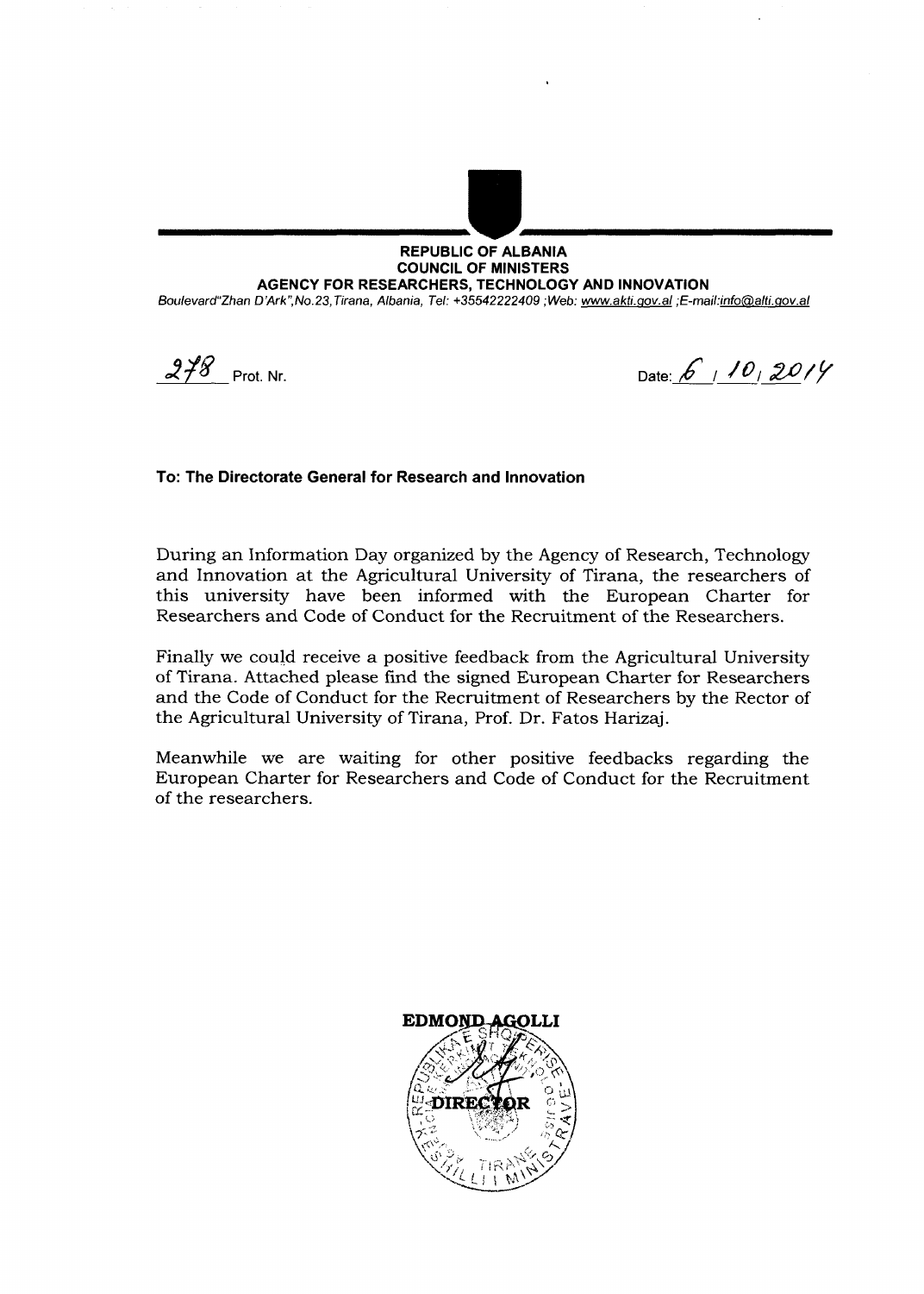**REPUBLIC OF ALBANIA**
**COUNCIL OF MINISTERS**
**AGENCY FOR RESEARCHERS, TECHNOLOGY AND INNOVATION**

*Boulevard"Zhan D'Ark",No.23,Tirana, Albania, Tel: +35542222409 ;Web: www.akti.gov.al ;E-mail:info@alti.gov.al*

278 Prot. Nr.

Date: 6 / 10 / 2014

**To: The Directorate General for Research and Innovation**

During an Information Day organized by the Agency of Research, Technology and Innovation at the Agricultural University of Tirana, the researchers of this university have been informed with the European Charter for Researchers and Code of Conduct for the Recruitment of the Researchers.

Finally we could receive a positive feedback from the Agricultural University of Tirana. Attached please find the signed European Charter for Researchers and the Code of Conduct for the Recruitment of Researchers by the Rector of the Agricultural University of Tirana, Prof. Dr. Fatos Harizaj.

Meanwhile we are waiting for other positive feedbacks regarding the European Charter for Researchers and Code of Conduct for the Recruitment of the researchers.

**EDMOND AGOLLI**

**DIRECTOR**